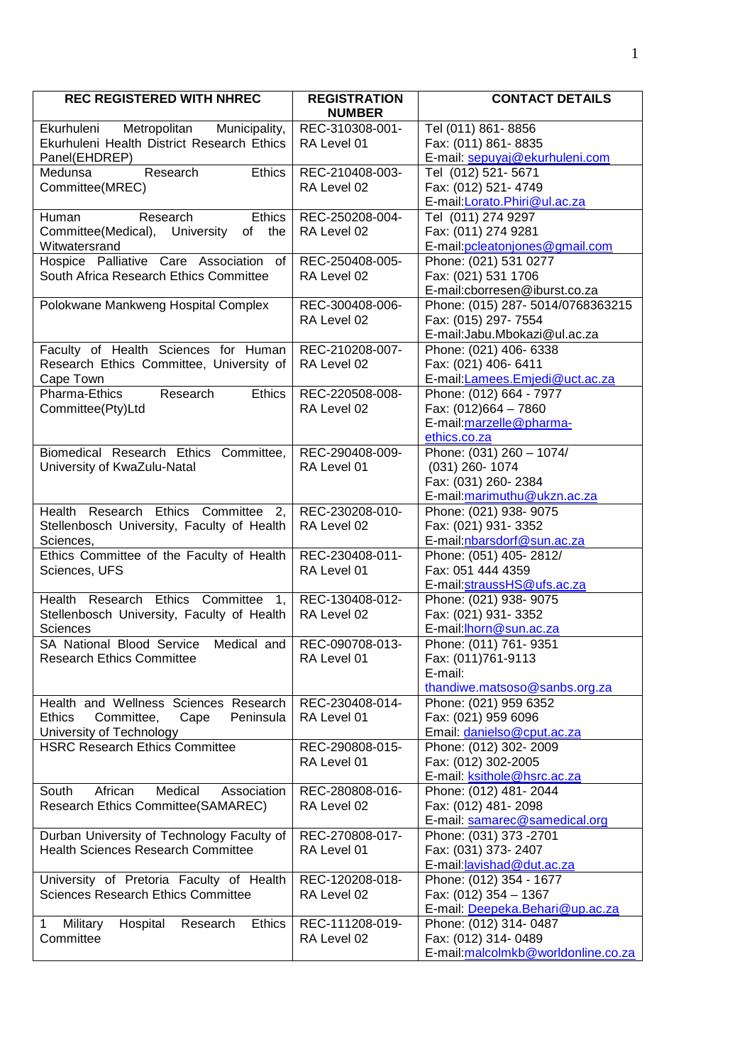| REC REGISTERED WITH NHREC | REGISTRATION NUMBER | CONTACT DETAILS |
|---|---|---|
| Ekurhuleni Metropolitan Municipality, Ekurhuleni Health District Research Ethics Panel(EHDREP) | REC-310308-001-RA Level 01 | Tel (011) 861- 8856<br>Fax: (011) 861- 8835<br>E-mail: sepuyaj@ekurhuleni.com |
| Medunsa Research Ethics Committee(MREC) | REC-210408-003-RA Level 02 | Tel (012) 521- 5671<br>Fax: (012) 521- 4749<br>E-mail:Lorato.Phiri@ul.ac.za |
| Human Research Ethics Committee(Medical), University of the Witwatersrand | REC-250208-004-RA Level 02 | Tel (011) 274 9297<br>Fax: (011) 274 9281<br>E-mail:pcleatonjones@gmail.com |
| Hospice Palliative Care Association of South Africa Research Ethics Committee | REC-250408-005-RA Level 02 | Phone: (021) 531 0277<br>Fax: (021) 531 1706<br>E-mail:cborresen@iburst.co.za |
| Polokwane Mankweng Hospital Complex | REC-300408-006-RA Level 02 | Phone: (015) 287- 5014/0768363215<br>Fax: (015) 297- 7554<br>E-mail:Jabu.Mbokazi@ul.ac.za |
| Faculty of Health Sciences for Human Research Ethics Committee, University of Cape Town | REC-210208-007-RA Level 02 | Phone: (021) 406- 6338<br>Fax: (021) 406- 6411<br>E-mail:Lamees.Emjedi@uct.ac.za |
| Pharma-Ethics Research Ethics Committee(Pty)Ltd | REC-220508-008-RA Level 02 | Phone: (012) 664 - 7977<br>Fax: (012)664 – 7860<br>E-mail:marzelle@pharma-ethics.co.za |
| Biomedical Research Ethics Committee, University of KwaZulu-Natal | REC-290408-009-RA Level 01 | Phone: (031) 260 – 1074/<br>(031) 260- 1074<br>Fax: (031) 260- 2384<br>E-mail:marimuthu@ukzn.ac.za |
| Health Research Ethics Committee 2, Stellenbosch University, Faculty of Health Sciences, | REC-230208-010-RA Level 02 | Phone: (021) 938- 9075<br>Fax: (021) 931- 3352<br>E-mail:nbarsdorf@sun.ac.za |
| Ethics Committee of the Faculty of Health Sciences, UFS | REC-230408-011-RA Level 01 | Phone: (051) 405- 2812/<br>Fax: 051 444 4359<br>E-mail:straussHS@ufs.ac.za |
| Health Research Ethics Committee 1, Stellenbosch University, Faculty of Health Sciences | REC-130408-012-RA Level 02 | Phone: (021) 938- 9075<br>Fax: (021) 931- 3352<br>E-mail:lhorn@sun.ac.za |
| SA National Blood Service Medical and Research Ethics Committee | REC-090708-013-RA Level 01 | Phone: (011) 761- 9351<br>Fax: (011)761-9113<br>E-mail:<br>thandiwe.matsoso@sanbs.org.za |
| Health and Wellness Sciences Research Ethics Committee, Cape Peninsula University of Technology | REC-230408-014-RA Level 01 | Phone: (021) 959 6352<br>Fax: (021) 959 6096<br>Email: danielso@cput.ac.za |
| HSRC Research Ethics Committee | REC-290808-015-RA Level 01 | Phone: (012) 302- 2009<br>Fax: (012) 302-2005<br>E-mail: ksithole@hsrc.ac.za |
| South African Medical Association Research Ethics Committee(SAMAREC) | REC-280808-016-RA Level 02 | Phone: (012) 481- 2044<br>Fax: (012) 481- 2098<br>E-mail: samarec@samedical.org |
| Durban University of Technology Faculty of Health Sciences Research Committee | REC-270808-017-RA Level 01 | Phone: (031) 373 -2701<br>Fax: (031) 373- 2407<br>E-mail:lavishad@dut.ac.za |
| University of Pretoria Faculty of Health Sciences Research Ethics Committee | REC-120208-018-RA Level 02 | Phone: (012) 354 - 1677<br>Fax: (012) 354 – 1367<br>E-mail: Deepeka.Behari@up.ac.za |
| 1 Military Hospital Research Ethics Committee | REC-111208-019-RA Level 02 | Phone: (012) 314- 0487<br>Fax: (012) 314- 0489<br>E-mail:malcolmkb@worldonline.co.za |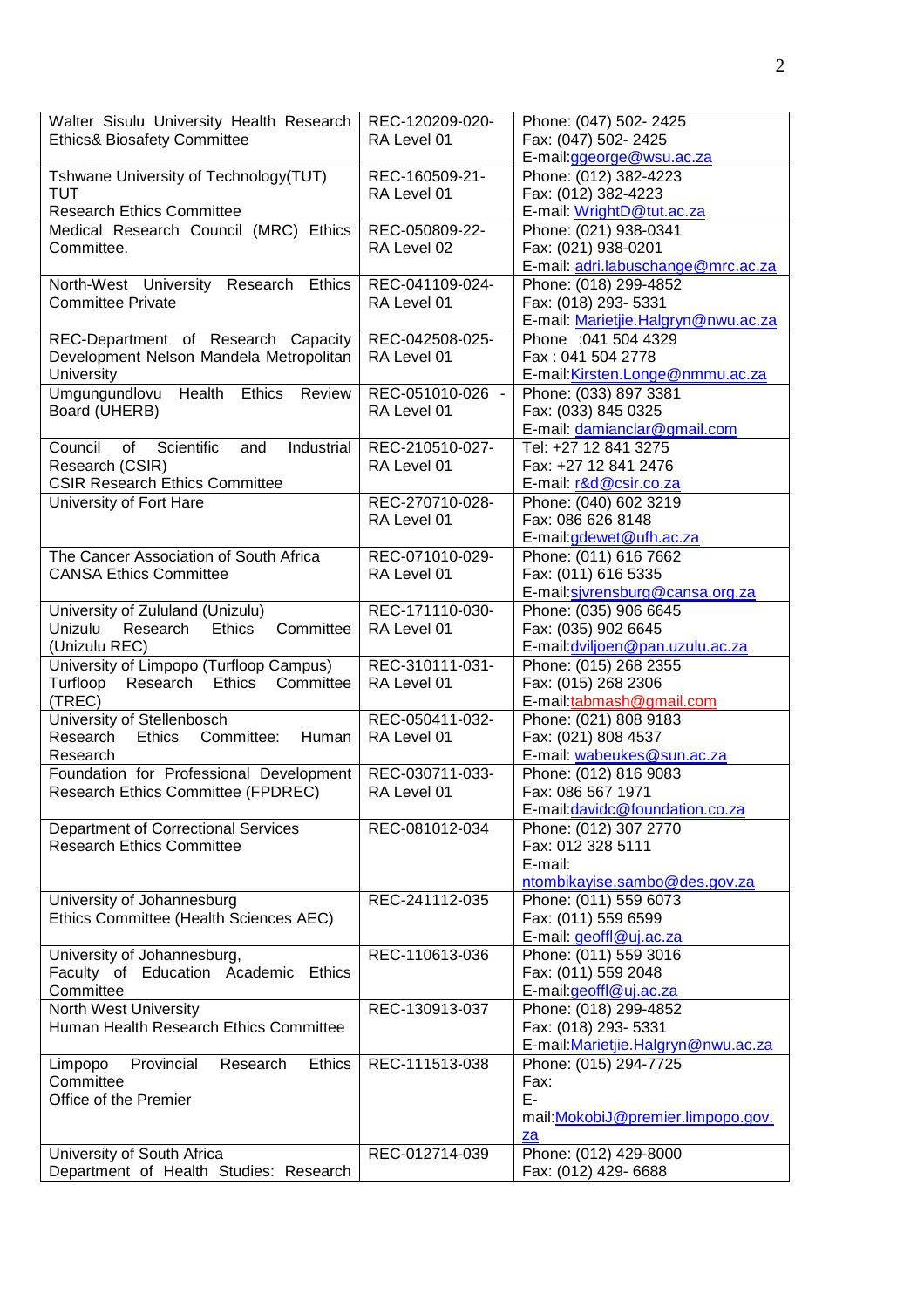| | | |
|---|---|---|
| Walter Sisulu University Health Research Ethics& Biosafety Committee | REC-120209-020-RA Level 01 | Phone: (047) 502- 2425<br>Fax: (047) 502- 2425<br>E-mail:ggeorge@wsu.ac.za |
| Tshwane University of Technology(TUT) TUT<br>Research Ethics Committee | REC-160509-21-RA Level 01 | Phone: (012) 382-4223<br>Fax: (012) 382-4223<br>E-mail: WrightD@tut.ac.za |
| Medical Research Council (MRC) Ethics Committee. | REC-050809-22-RA Level 02 | Phone: (021) 938-0341<br>Fax: (021) 938-0201<br>E-mail: adri.labuschange@mrc.ac.za |
| North-West University Research Ethics Committee Private | REC-041109-024-RA Level 01 | Phone: (018) 299-4852<br>Fax: (018) 293- 5331<br>E-mail: Marietjie.Halgryn@nwu.ac.za |
| REC-Department of Research Capacity Development Nelson Mandela Metropolitan University | REC-042508-025-RA Level 01 | Phone :041 504 4329<br>Fax : 041 504 2778<br>E-mail:Kirsten.Longe@nmmu.ac.za |
| Umgungundlovu Health Ethics Review Board (UHERB) | REC-051010-026 - RA Level 01 | Phone: (033) 897 3381<br>Fax: (033) 845 0325<br>E-mail: damianclar@gmail.com |
| Council of Scientific and Industrial Research (CSIR)<br>CSIR Research Ethics Committee | REC-210510-027-RA Level 01 | Tel: +27 12 841 3275<br>Fax: +27 12 841 2476<br>E-mail: r&d@csir.co.za |
| University of Fort Hare | REC-270710-028-RA Level 01 | Phone: (040) 602 3219<br>Fax: 086 626 8148<br>E-mail:gdewet@ufh.ac.za |
| The Cancer Association of South Africa CANSA Ethics Committee | REC-071010-029-RA Level 01 | Phone: (011) 616 7662<br>Fax: (011) 616 5335<br>E-mail:sjvrensburg@cansa.org.za |
| University of Zululand (Unizulu)<br>Unizulu Research Ethics Committee (Unizulu REC) | REC-171110-030-RA Level 01 | Phone: (035) 906 6645<br>Fax: (035) 902 6645<br>E-mail:dviljoen@pan.uzulu.ac.za |
| University of Limpopo (Turfloop Campus)<br>Turfloop Research Ethics Committee (TREC) | REC-310111-031-RA Level 01 | Phone: (015) 268 2355<br>Fax: (015) 268 2306<br>E-mail:tabmash@gmail.com |
| University of Stellenbosch<br>Research Ethics Committee: Human Research | REC-050411-032-RA Level 01 | Phone: (021) 808 9183<br>Fax: (021) 808 4537<br>E-mail: wabeukes@sun.ac.za |
| Foundation for Professional Development Research Ethics Committee (FPDREC) | REC-030711-033-RA Level 01 | Phone: (012) 816 9083<br>Fax: 086 567 1971<br>E-mail:davidc@foundation.co.za |
| Department of Correctional Services Research Ethics Committee | REC-081012-034 | Phone: (012) 307 2770<br>Fax: 012 328 5111<br>E-mail:<br>ntombikayise.sambo@des.gov.za |
| University of Johannesburg<br>Ethics Committee (Health Sciences AEC) | REC-241112-035 | Phone: (011) 559 6073<br>Fax: (011) 559 6599<br>E-mail: geoffl@uj.ac.za |
| University of Johannesburg,<br>Faculty of Education Academic Ethics Committee | REC-110613-036 | Phone: (011) 559 3016<br>Fax: (011) 559 2048<br>E-mail:geoffl@uj.ac.za |
| North West University<br>Human Health Research Ethics Committee | REC-130913-037 | Phone: (018) 299-4852<br>Fax: (018) 293- 5331<br>E-mail:Marietjie.Halgryn@nwu.ac.za |
| Limpopo Provincial Research Ethics Committee<br>Office of the Premier | REC-111513-038 | Phone: (015) 294-7725<br>Fax:<br>E-mail:MokobiJ@premier.limpopo.gov.za |
| University of South Africa<br>Department of Health Studies: Research | REC-012714-039 | Phone: (012) 429-8000<br>Fax: (012) 429- 6688 |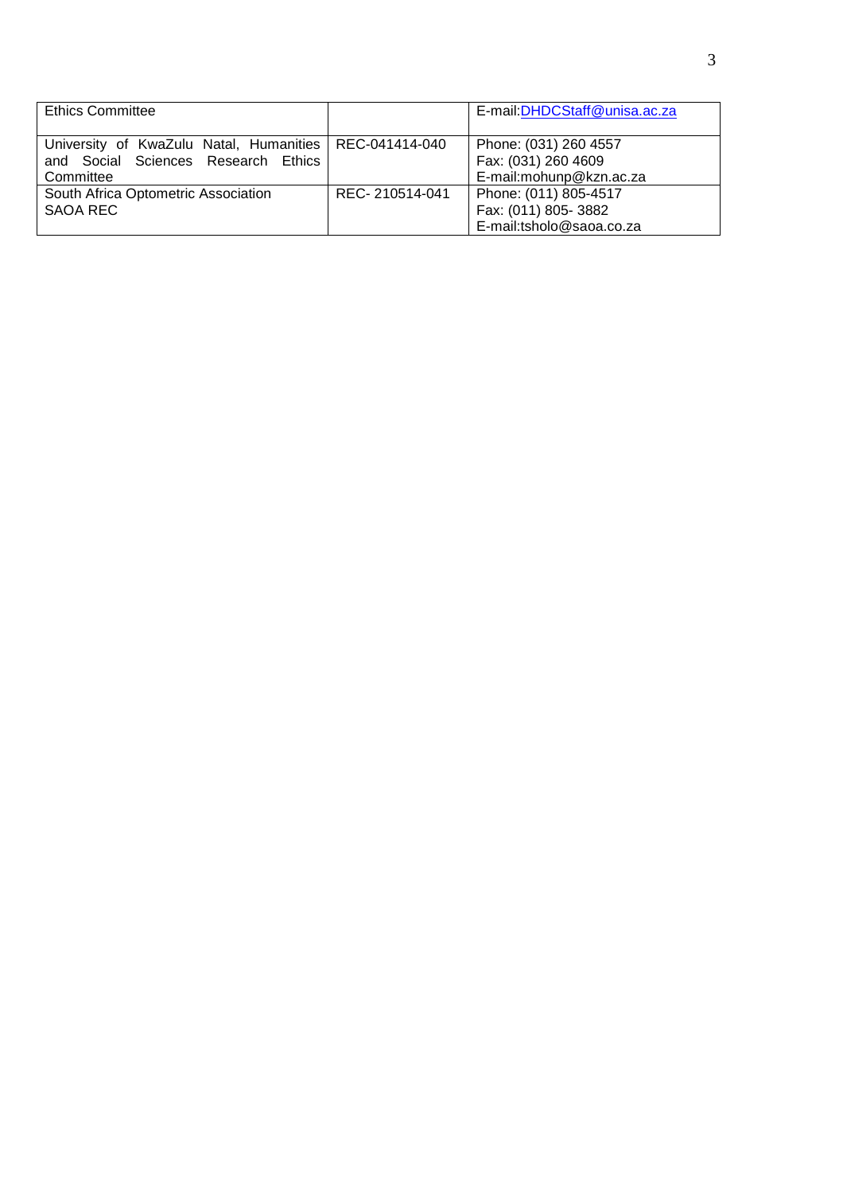| | | |
|---|---|---|
| Ethics Committee | | E-mail:DHDCStaff@unisa.ac.za |
| University of KwaZulu Natal, Humanities and Social Sciences Research Ethics Committee | REC-041414-040 | Phone: (031) 260 4557<br>Fax: (031) 260 4609<br>E-mail:mohunp@kzn.ac.za |
| South Africa Optometric Association<br>SAOA REC | REC- 210514-041 | Phone: (011) 805-4517<br>Fax: (011) 805- 3882<br>E-mail:tsholo@saoa.co.za |